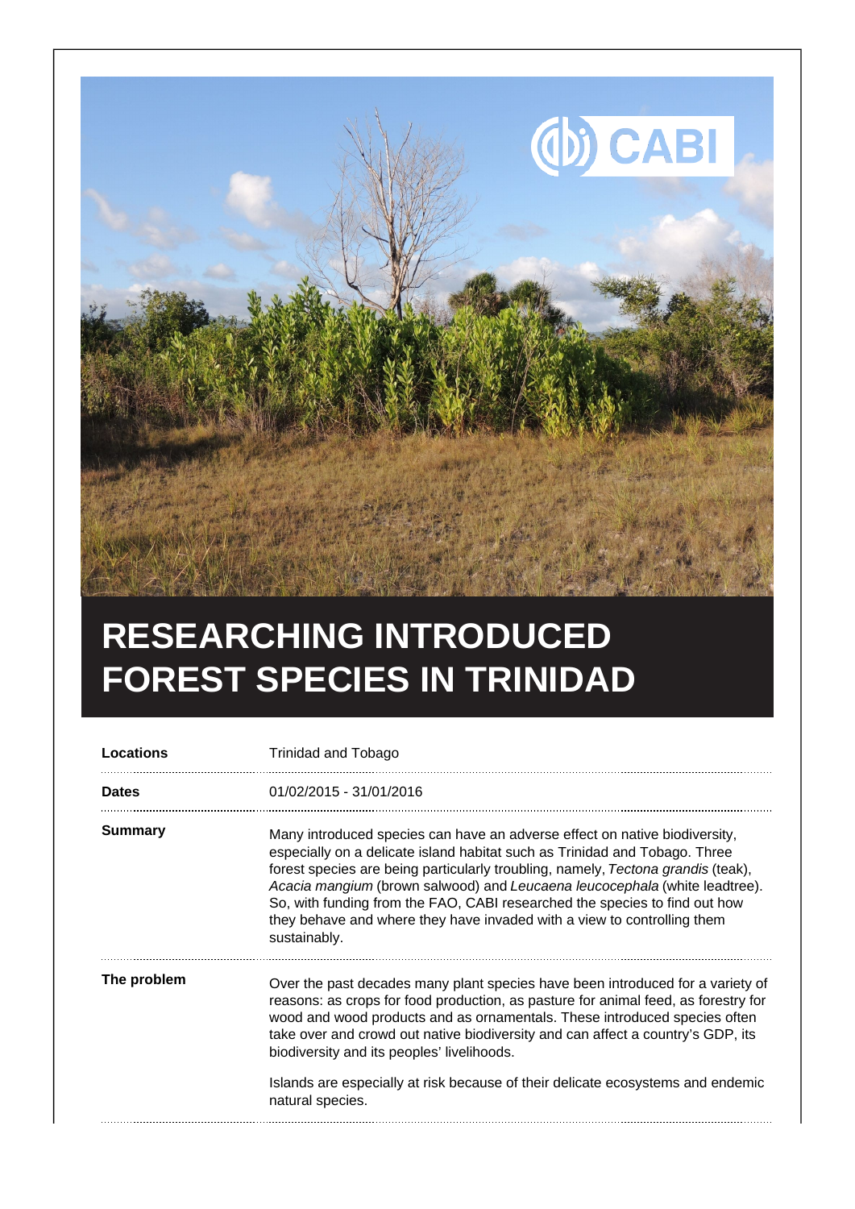# RESEARCHING INTRODUCED FOREST SPECIES IN TRINIDAD

| | |
|---|---|
| **Locations** | Trinidad and Tobago |
| **Dates** | 01/02/2015 - 31/01/2016 |
| **Summary** | Many introduced species can have an adverse effect on native biodiversity, especially on a delicate island habitat such as Trinidad and Tobago. Three forest species are being particularly troubling, namely, *Tectona grandis* (teak), *Acacia mangium* (brown salwood) and *Leucaena leucocephala* (white leadtree). So, with funding from the FAO, CABI researched the species to find out how they behave and where they have invaded with a view to controlling them sustainably. |
| **The problem** | Over the past decades many plant species have been introduced for a variety of reasons: as crops for food production, as pasture for animal feed, as forestry for wood and wood products and as ornamentals. These introduced species often take over and crowd out native biodiversity and can affect a country's GDP, its biodiversity and its peoples' livelihoods.<br><br>Islands are especially at risk because of their delicate ecosystems and endemic natural species. |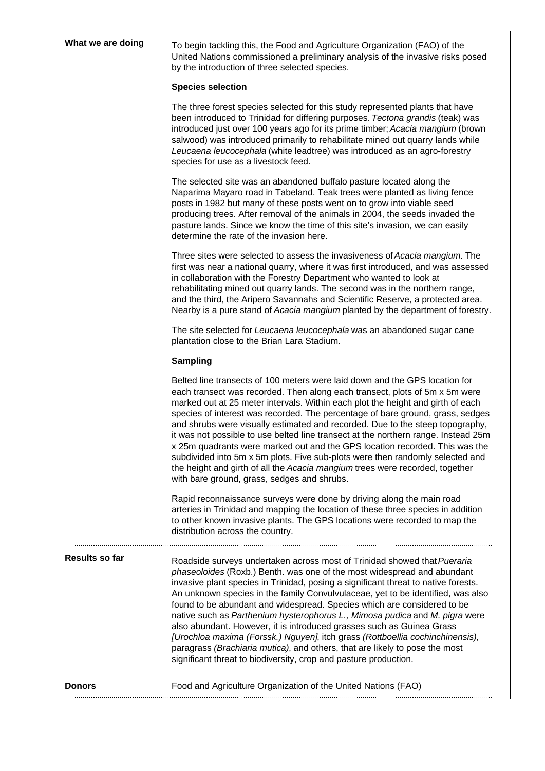## What we are doing

To begin tackling this, the Food and Agriculture Organization (FAO) of the United Nations commissioned a preliminary analysis of the invasive risks posed by the introduction of three selected species.

### Species selection

The three forest species selected for this study represented plants that have been introduced to Trinidad for differing purposes. *Tectona grandis* (teak) was introduced just over 100 years ago for its prime timber; *Acacia mangium* (brown salwood) was introduced primarily to rehabilitate mined out quarry lands while *Leucaena leucocephala* (white leadtree) was introduced as an agro-forestry species for use as a livestock feed.

The selected site was an abandoned buffalo pasture located along the Naparima Mayaro road in Tabeland. Teak trees were planted as living fence posts in 1982 but many of these posts went on to grow into viable seed producing trees. After removal of the animals in 2004, the seeds invaded the pasture lands. Since we know the time of this site's invasion, we can easily determine the rate of the invasion here.

Three sites were selected to assess the invasiveness of *Acacia mangium*. The first was near a national quarry, where it was first introduced, and was assessed in collaboration with the Forestry Department who wanted to look at rehabilitating mined out quarry lands. The second was in the northern range, and the third, the Aripero Savannahs and Scientific Reserve, a protected area. Nearby is a pure stand of *Acacia mangium* planted by the department of forestry.

The site selected for *Leucaena leucocephala* was an abandoned sugar cane plantation close to the Brian Lara Stadium.

### Sampling

Belted line transects of 100 meters were laid down and the GPS location for each transect was recorded. Then along each transect, plots of 5m x 5m were marked out at 25 meter intervals. Within each plot the height and girth of each species of interest was recorded. The percentage of bare ground, grass, sedges and shrubs were visually estimated and recorded. Due to the steep topography, it was not possible to use belted line transect at the northern range. Instead 25m x 25m quadrants were marked out and the GPS location recorded. This was the subdivided into 5m x 5m plots. Five sub-plots were then randomly selected and the height and girth of all the *Acacia mangium* trees were recorded, together with bare ground, grass, sedges and shrubs.

Rapid reconnaissance surveys were done by driving along the main road arteries in Trinidad and mapping the location of these three species in addition to other known invasive plants. The GPS locations were recorded to map the distribution across the country.

## Results so far

Roadside surveys undertaken across most of Trinidad showed that *Pueraria phaseoloides* (Roxb.) Benth. was one of the most widespread and abundant invasive plant species in Trinidad, posing a significant threat to native forests. An unknown species in the family Convulvulaceae, yet to be identified, was also found to be abundant and widespread. Species which are considered to be native such as *Parthenium hysterophorus L., Mimosa pudica* and *M. pigra* were also abundant. However, it is introduced grasses such as Guinea Grass *[Urochloa maxima (Forssk.) Nguyen]*, itch grass *(Rottboellia cochinchinensis)*, paragrass *(Brachiaria mutica)*, and others, that are likely to pose the most significant threat to biodiversity, crop and pasture production.

## Donors

Food and Agriculture Organization of the United Nations (FAO)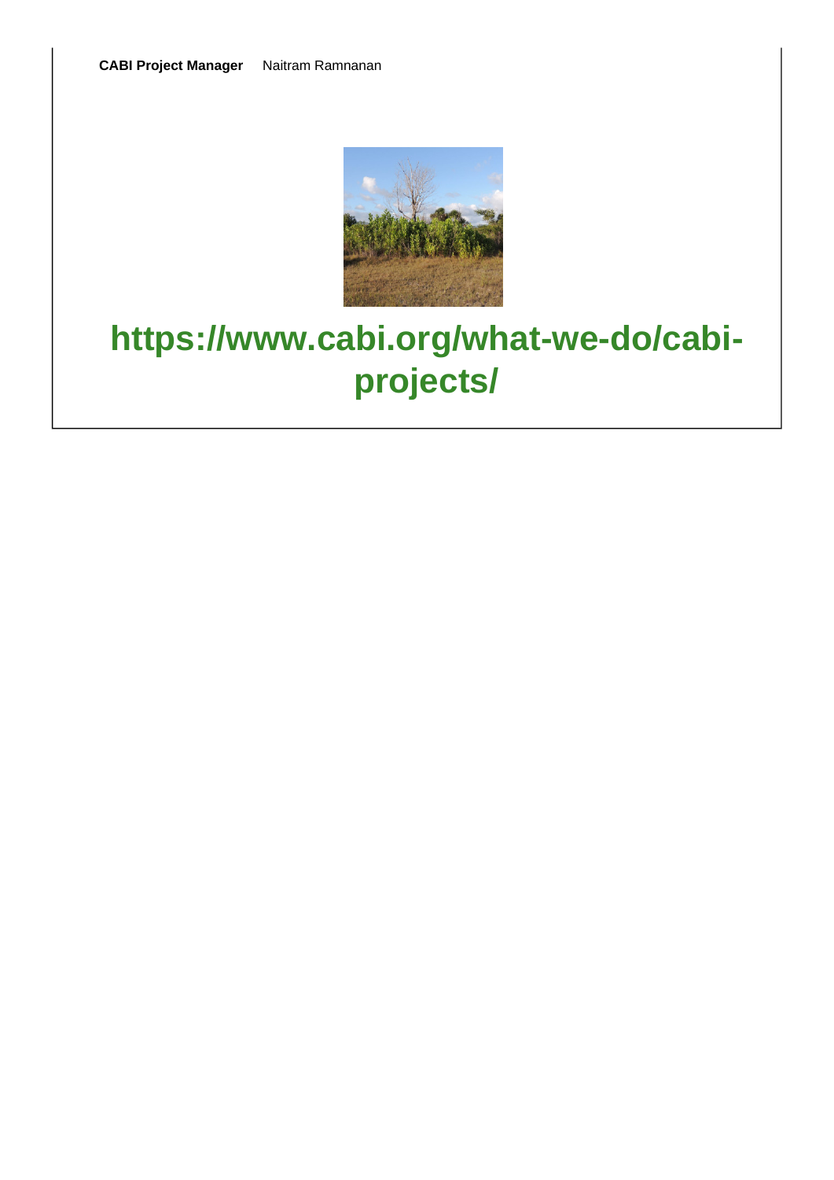**CABI Project Manager** Naitram Ramnanan

**https://www.cabi.org/what-we-do/cabi-projects/**